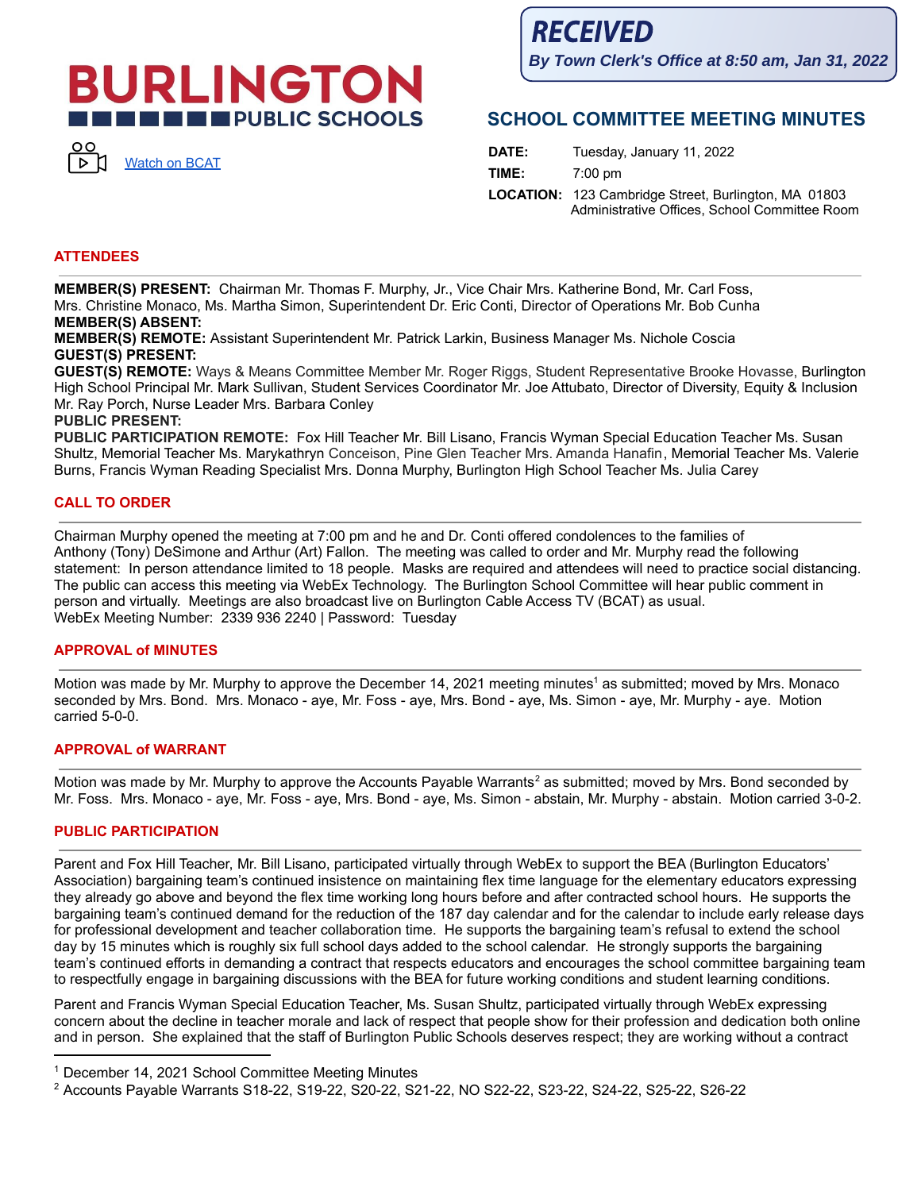**RECEIVED**
*By Town Clerk's Office at 8:50 am, Jan 31, 2022*

**BURLINGTON PUBLIC SCHOOLS**

Watch on BCAT

## SCHOOL COMMITTEE MEETING MINUTES

**DATE:** Tuesday, January 11, 2022
**TIME:** 7:00 pm
**LOCATION:** 123 Cambridge Street, Burlington, MA 01803
Administrative Offices, School Committee Room

### ATTENDEES

**MEMBER(S) PRESENT:** Chairman Mr. Thomas F. Murphy, Jr., Vice Chair Mrs. Katherine Bond, Mr. Carl Foss, Mrs. Christine Monaco, Ms. Martha Simon, Superintendent Dr. Eric Conti, Director of Operations Mr. Bob Cunha
**MEMBER(S) ABSENT:**
**MEMBER(S) REMOTE:** Assistant Superintendent Mr. Patrick Larkin, Business Manager Ms. Nichole Coscia
**GUEST(S) PRESENT:**
**GUEST(S) REMOTE:** Ways & Means Committee Member Mr. Roger Riggs, Student Representative Brooke Hovasse, Burlington High School Principal Mr. Mark Sullivan, Student Services Coordinator Mr. Joe Attubato, Director of Diversity, Equity & Inclusion Mr. Ray Porch, Nurse Leader Mrs. Barbara Conley
**PUBLIC PRESENT:**
**PUBLIC PARTICIPATION REMOTE:** Fox Hill Teacher Mr. Bill Lisano, Francis Wyman Special Education Teacher Ms. Susan Shultz, Memorial Teacher Ms. Marykathryn Conceison, Pine Glen Teacher Mrs. Amanda Hanafin, Memorial Teacher Ms. Valerie Burns, Francis Wyman Reading Specialist Mrs. Donna Murphy, Burlington High School Teacher Ms. Julia Carey

### CALL TO ORDER

Chairman Murphy opened the meeting at 7:00 pm and he and Dr. Conti offered condolences to the families of Anthony (Tony) DeSimone and Arthur (Art) Fallon. The meeting was called to order and Mr. Murphy read the following statement: In person attendance limited to 18 people. Masks are required and attendees will need to practice social distancing. The public can access this meeting via WebEx Technology. The Burlington School Committee will hear public comment in person and virtually. Meetings are also broadcast live on Burlington Cable Access TV (BCAT) as usual.
WebEx Meeting Number: 2339 936 2240 | Password: Tuesday

### APPROVAL of MINUTES

Motion was made by Mr. Murphy to approve the December 14, 2021 meeting minutes[1] as submitted; moved by Mrs. Monaco seconded by Mrs. Bond. Mrs. Monaco - aye, Mr. Foss - aye, Mrs. Bond - aye, Ms. Simon - aye, Mr. Murphy - aye. Motion carried 5-0-0.

### APPROVAL of WARRANT

Motion was made by Mr. Murphy to approve the Accounts Payable Warrants[2] as submitted; moved by Mrs. Bond seconded by Mr. Foss. Mrs. Monaco - aye, Mr. Foss - aye, Mrs. Bond - aye, Ms. Simon - abstain, Mr. Murphy - abstain. Motion carried 3-0-2.

### PUBLIC PARTICIPATION

Parent and Fox Hill Teacher, Mr. Bill Lisano, participated virtually through WebEx to support the BEA (Burlington Educators' Association) bargaining team's continued insistence on maintaining flex time language for the elementary educators expressing they already go above and beyond the flex time working long hours before and after contracted school hours. He supports the bargaining team's continued demand for the reduction of the 187 day calendar and for the calendar to include early release days for professional development and teacher collaboration time. He supports the bargaining team's refusal to extend the school day by 15 minutes which is roughly six full school days added to the school calendar. He strongly supports the bargaining team's continued efforts in demanding a contract that respects educators and encourages the school committee bargaining team to respectfully engage in bargaining discussions with the BEA for future working conditions and student learning conditions.

Parent and Francis Wyman Special Education Teacher, Ms. Susan Shultz, participated virtually through WebEx expressing concern about the decline in teacher morale and lack of respect that people show for their profession and dedication both online and in person. She explained that the staff of Burlington Public Schools deserves respect; they are working without a contract

[1] December 14, 2021 School Committee Meeting Minutes
[2] Accounts Payable Warrants S18-22, S19-22, S20-22, S21-22, NO S22-22, S23-22, S24-22, S25-22, S26-22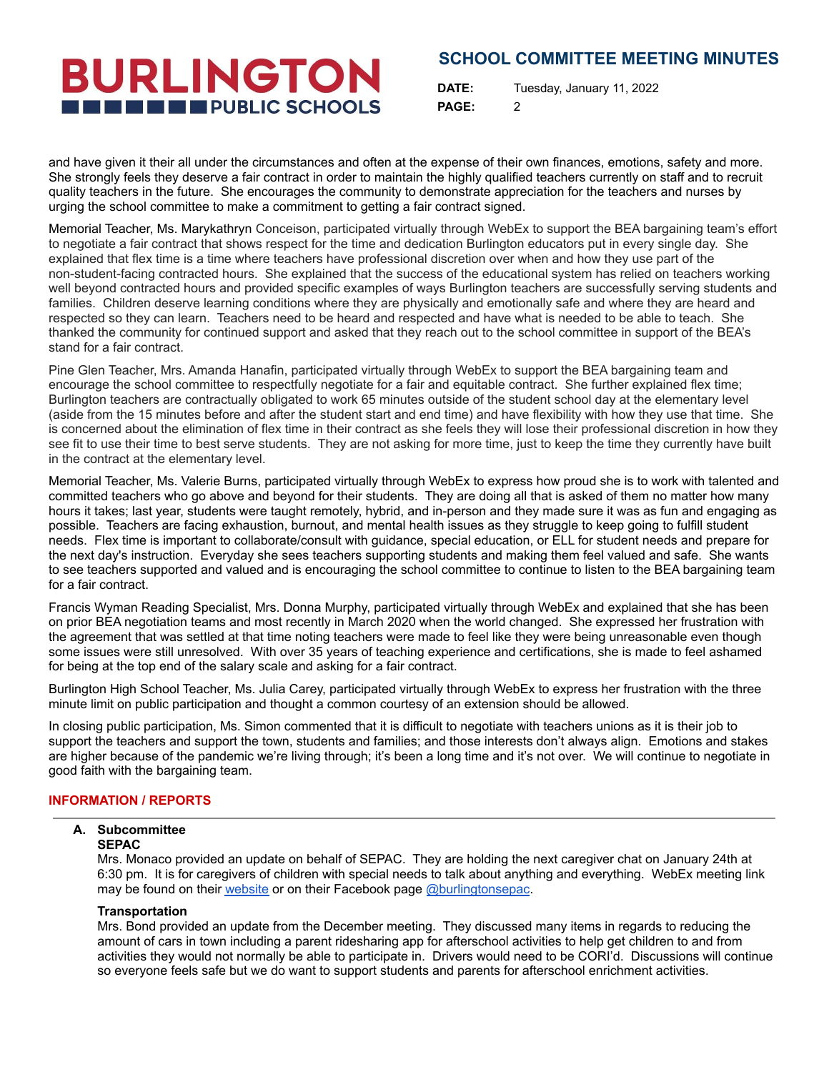and have given it their all under the circumstances and often at the expense of their own finances, emotions, safety and more. She strongly feels they deserve a fair contract in order to maintain the highly qualified teachers currently on staff and to recruit quality teachers in the future. She encourages the community to demonstrate appreciation for the teachers and nurses by urging the school committee to make a commitment to getting a fair contract signed.

Memorial Teacher, Ms. Marykathryn Conceison, participated virtually through WebEx to support the BEA bargaining team's effort to negotiate a fair contract that shows respect for the time and dedication Burlington educators put in every single day. She explained that flex time is a time where teachers have professional discretion over when and how they use part of the non-student-facing contracted hours. She explained that the success of the educational system has relied on teachers working well beyond contracted hours and provided specific examples of ways Burlington teachers are successfully serving students and families. Children deserve learning conditions where they are physically and emotionally safe and where they are heard and respected so they can learn. Teachers need to be heard and respected and have what is needed to be able to teach. She thanked the community for continued support and asked that they reach out to the school committee in support of the BEA's stand for a fair contract.

Pine Glen Teacher, Mrs. Amanda Hanafin, participated virtually through WebEx to support the BEA bargaining team and encourage the school committee to respectfully negotiate for a fair and equitable contract. She further explained flex time; Burlington teachers are contractually obligated to work 65 minutes outside of the student school day at the elementary level (aside from the 15 minutes before and after the student start and end time) and have flexibility with how they use that time. She is concerned about the elimination of flex time in their contract as she feels they will lose their professional discretion in how they see fit to use their time to best serve students. They are not asking for more time, just to keep the time they currently have built in the contract at the elementary level.

Memorial Teacher, Ms. Valerie Burns, participated virtually through WebEx to express how proud she is to work with talented and committed teachers who go above and beyond for their students. They are doing all that is asked of them no matter how many hours it takes; last year, students were taught remotely, hybrid, and in-person and they made sure it was as fun and engaging as possible. Teachers are facing exhaustion, burnout, and mental health issues as they struggle to keep going to fulfill student needs. Flex time is important to collaborate/consult with guidance, special education, or ELL for student needs and prepare for the next day's instruction. Everyday she sees teachers supporting students and making them feel valued and safe. She wants to see teachers supported and valued and is encouraging the school committee to continue to listen to the BEA bargaining team for a fair contract.

Francis Wyman Reading Specialist, Mrs. Donna Murphy, participated virtually through WebEx and explained that she has been on prior BEA negotiation teams and most recently in March 2020 when the world changed. She expressed her frustration with the agreement that was settled at that time noting teachers were made to feel like they were being unreasonable even though some issues were still unresolved. With over 35 years of teaching experience and certifications, she is made to feel ashamed for being at the top end of the salary scale and asking for a fair contract.

Burlington High School Teacher, Ms. Julia Carey, participated virtually through WebEx to express her frustration with the three minute limit on public participation and thought a common courtesy of an extension should be allowed.

In closing public participation, Ms. Simon commented that it is difficult to negotiate with teachers unions as it is their job to support the teachers and support the town, students and families; and those interests don't always align. Emotions and stakes are higher because of the pandemic we're living through; it's been a long time and it's not over. We will continue to negotiate in good faith with the bargaining team.

## INFORMATION / REPORTS

**A. Subcommittee**

**SEPAC**

Mrs. Monaco provided an update on behalf of SEPAC. They are holding the next caregiver chat on January 24th at 6:30 pm. It is for caregivers of children with special needs to talk about anything and everything. WebEx meeting link may be found on their website or on their Facebook page @burlingtonsepac.

**Transportation**

Mrs. Bond provided an update from the December meeting. They discussed many items in regards to reducing the amount of cars in town including a parent ridesharing app for afterschool activities to help get children to and from activities they would not normally be able to participate in. Drivers would need to be CORI'd. Discussions will continue so everyone feels safe but we do want to support students and parents for afterschool enrichment activities.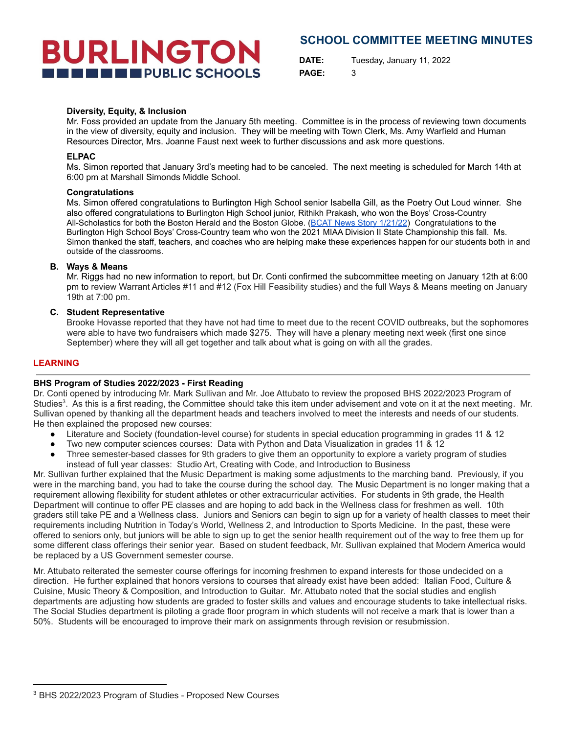### Diversity, Equity, & Inclusion

Mr. Foss provided an update from the January 5th meeting. Committee is in the process of reviewing town documents in the view of diversity, equity and inclusion. They will be meeting with Town Clerk, Ms. Amy Warfield and Human Resources Director, Mrs. Joanne Faust next week to further discussions and ask more questions.

### ELPAC

Ms. Simon reported that January 3rd's meeting had to be canceled. The next meeting is scheduled for March 14th at 6:00 pm at Marshall Simonds Middle School.

### Congratulations

Ms. Simon offered congratulations to Burlington High School senior Isabella Gill, as the Poetry Out Loud winner. She also offered congratulations to Burlington High School junior, Rithikh Prakash, who won the Boys' Cross-Country All-Scholastics for both the Boston Herald and the Boston Globe. (BCAT News Story 1/21/22) Congratulations to the Burlington High School Boys' Cross-Country team who won the 2021 MIAA Division II State Championship this fall. Ms. Simon thanked the staff, teachers, and coaches who are helping make these experiences happen for our students both in and outside of the classrooms.

### B. Ways & Means

Mr. Riggs had no new information to report, but Dr. Conti confirmed the subcommittee meeting on January 12th at 6:00 pm to review Warrant Articles #11 and #12 (Fox Hill Feasibility studies) and the full Ways & Means meeting on January 19th at 7:00 pm.

### C. Student Representative

Brooke Hovasse reported that they have not had time to meet due to the recent COVID outbreaks, but the sophomores were able to have two fundraisers which made $275. They will have a plenary meeting next week (first one since September) where they will all get together and talk about what is going on with all the grades.

## LEARNING

### BHS Program of Studies 2022/2023 - First Reading

Dr. Conti opened by introducing Mr. Mark Sullivan and Mr. Joe Attubato to review the proposed BHS 2022/2023 Program of Studies[3]. As this is a first reading, the Committee should take this item under advisement and vote on it at the next meeting. Mr. Sullivan opened by thanking all the department heads and teachers involved to meet the interests and needs of our students. He then explained the proposed new courses:

- Literature and Society (foundation-level course) for students in special education programming in grades 11 & 12
- Two new computer sciences courses: Data with Python and Data Visualization in grades 11 & 12
- Three semester-based classes for 9th graders to give them an opportunity to explore a variety program of studies instead of full year classes: Studio Art, Creating with Code, and Introduction to Business

Mr. Sullivan further explained that the Music Department is making some adjustments to the marching band. Previously, if you were in the marching band, you had to take the course during the school day. The Music Department is no longer making that a requirement allowing flexibility for student athletes or other extracurricular activities. For students in 9th grade, the Health Department will continue to offer PE classes and are hoping to add back in the Wellness class for freshmen as well. 10th graders still take PE and a Wellness class. Juniors and Seniors can begin to sign up for a variety of health classes to meet their requirements including Nutrition in Today's World, Wellness 2, and Introduction to Sports Medicine. In the past, these were offered to seniors only, but juniors will be able to sign up to get the senior health requirement out of the way to free them up for some different class offerings their senior year. Based on student feedback, Mr. Sullivan explained that Modern America would be replaced by a US Government semester course.

Mr. Attubato reiterated the semester course offerings for incoming freshmen to expand interests for those undecided on a direction. He further explained that honors versions to courses that already exist have been added: Italian Food, Culture & Cuisine, Music Theory & Composition, and Introduction to Guitar. Mr. Attubato noted that the social studies and english departments are adjusting how students are graded to foster skills and values and encourage students to take intellectual risks. The Social Studies department is piloting a grade floor program in which students will not receive a mark that is lower than a 50%. Students will be encouraged to improve their mark on assignments through revision or resubmission.

---

[3] BHS 2022/2023 Program of Studies - Proposed New Courses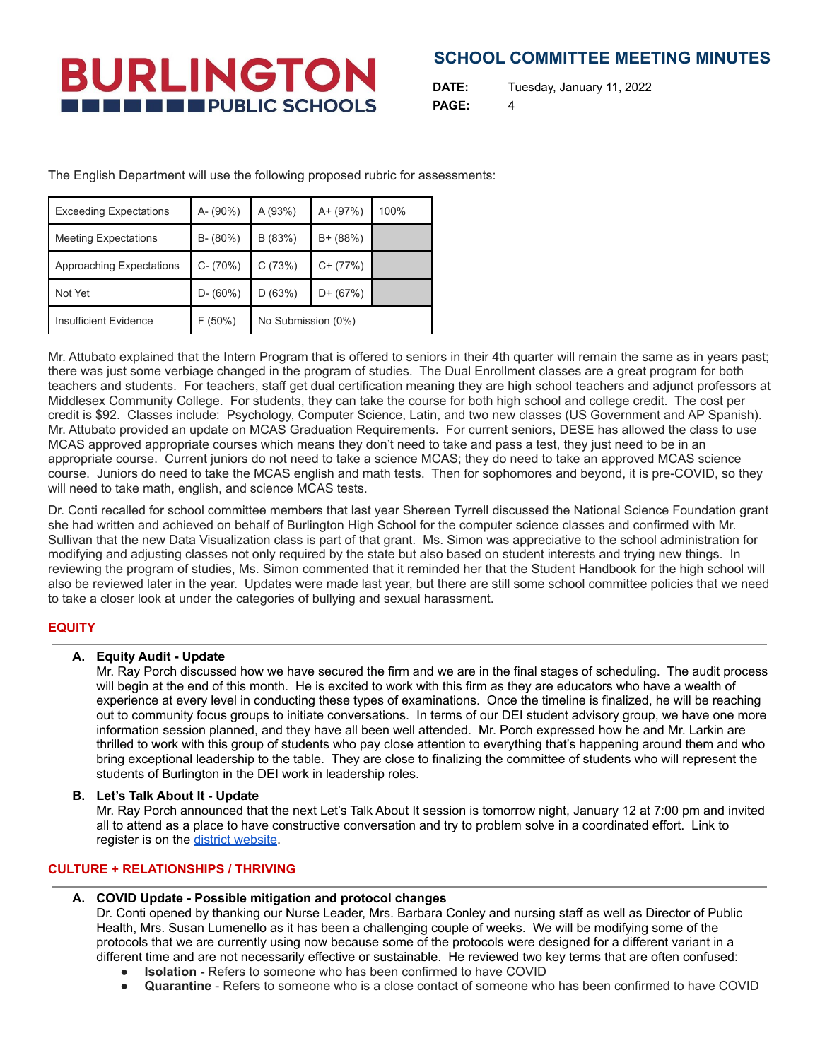The English Department will use the following proposed rubric for assessments:

| Exceeding Expectations | A- (90%) | A (93%) | A+ (97%) | 100% |
|---|---|---|---|---|
| Meeting Expectations | B- (80%) | B (83%) | B+ (88%) | |
| Approaching Expectations | C- (70%) | C (73%) | C+ (77%) | |
| Not Yet | D- (60%) | D (63%) | D+ (67%) | |
| Insufficient Evidence | F (50%) | No Submission (0%) | | |

Mr. Attubato explained that the Intern Program that is offered to seniors in their 4th quarter will remain the same as in years past; there was just some verbiage changed in the program of studies. The Dual Enrollment classes are a great program for both teachers and students. For teachers, staff get dual certification meaning they are high school teachers and adjunct professors at Middlesex Community College. For students, they can take the course for both high school and college credit. The cost per credit is $92. Classes include: Psychology, Computer Science, Latin, and two new classes (US Government and AP Spanish). Mr. Attubato provided an update on MCAS Graduation Requirements. For current seniors, DESE has allowed the class to use MCAS approved appropriate courses which means they don't need to take and pass a test, they just need to be in an appropriate course. Current juniors do not need to take a science MCAS; they do need to take an approved MCAS science course. Juniors do need to take the MCAS english and math tests. Then for sophomores and beyond, it is pre-COVID, so they will need to take math, english, and science MCAS tests.

Dr. Conti recalled for school committee members that last year Shereen Tyrrell discussed the National Science Foundation grant she had written and achieved on behalf of Burlington High School for the computer science classes and confirmed with Mr. Sullivan that the new Data Visualization class is part of that grant. Ms. Simon was appreciative to the school administration for modifying and adjusting classes not only required by the state but also based on student interests and trying new things. In reviewing the program of studies, Ms. Simon commented that it reminded her that the Student Handbook for the high school will also be reviewed later in the year. Updates were made last year, but there are still some school committee policies that we need to take a closer look at under the categories of bullying and sexual harassment.

## EQUITY

**A. Equity Audit - Update**

Mr. Ray Porch discussed how we have secured the firm and we are in the final stages of scheduling. The audit process will begin at the end of this month. He is excited to work with this firm as they are educators who have a wealth of experience at every level in conducting these types of examinations. Once the timeline is finalized, he will be reaching out to community focus groups to initiate conversations. In terms of our DEI student advisory group, we have one more information session planned, and they have all been well attended. Mr. Porch expressed how he and Mr. Larkin are thrilled to work with this group of students who pay close attention to everything that's happening around them and who bring exceptional leadership to the table. They are close to finalizing the committee of students who will represent the students of Burlington in the DEI work in leadership roles.

**B. Let's Talk About It - Update**

Mr. Ray Porch announced that the next Let's Talk About It session is tomorrow night, January 12 at 7:00 pm and invited all to attend as a place to have constructive conversation and try to problem solve in a coordinated effort. Link to register is on the district website.

## CULTURE + RELATIONSHIPS / THRIVING

**A. COVID Update - Possible mitigation and protocol changes**

Dr. Conti opened by thanking our Nurse Leader, Mrs. Barbara Conley and nursing staff as well as Director of Public Health, Mrs. Susan Lumenello as it has been a challenging couple of weeks. We will be modifying some of the protocols that we are currently using now because some of the protocols were designed for a different variant in a different time and are not necessarily effective or sustainable. He reviewed two key terms that are often confused:

- **Isolation -** Refers to someone who has been confirmed to have COVID
- **Quarantine** - Refers to someone who is a close contact of someone who has been confirmed to have COVID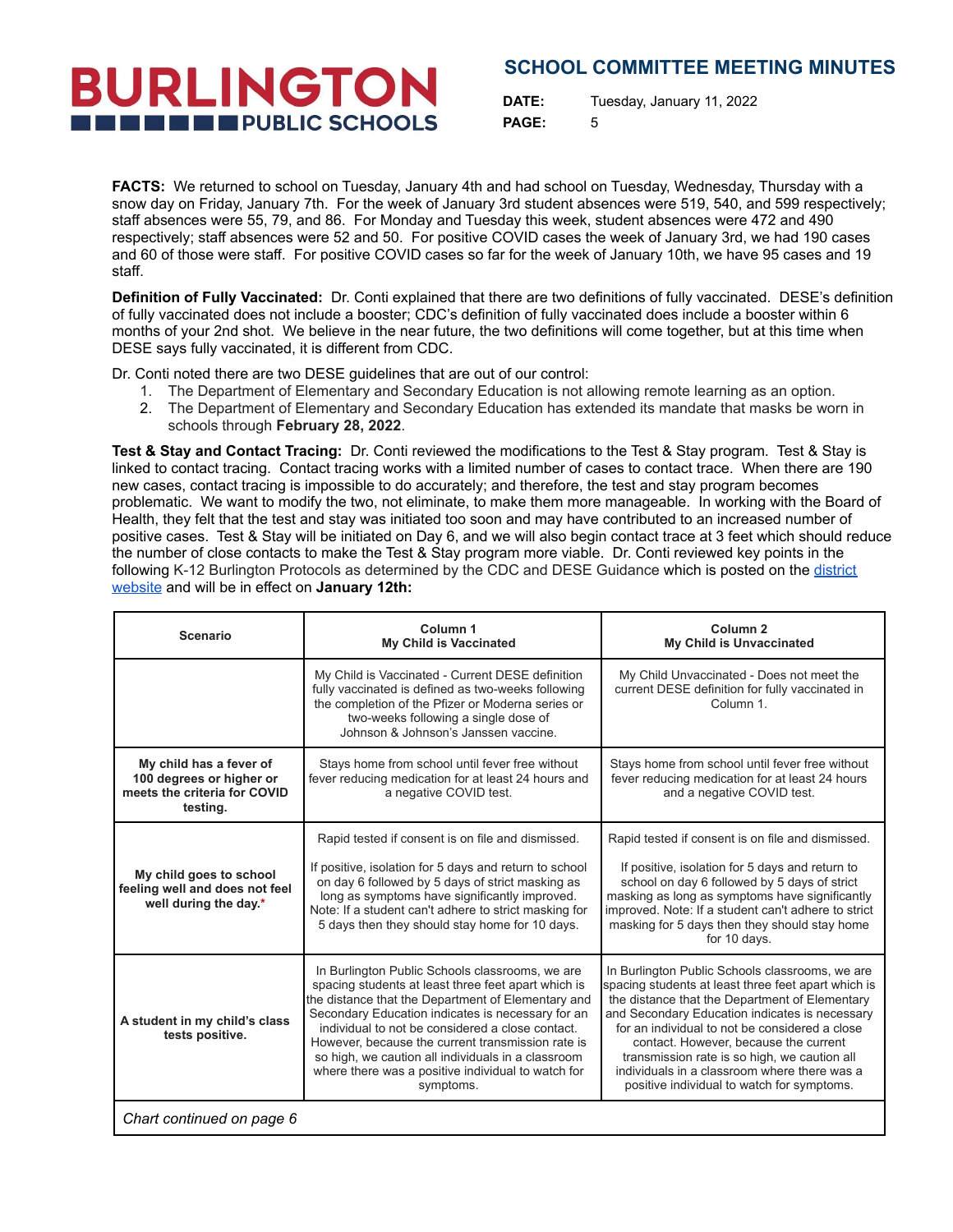**FACTS:** We returned to school on Tuesday, January 4th and had school on Tuesday, Wednesday, Thursday with a snow day on Friday, January 7th. For the week of January 3rd student absences were 519, 540, and 599 respectively; staff absences were 55, 79, and 86. For Monday and Tuesday this week, student absences were 472 and 490 respectively; staff absences were 52 and 50. For positive COVID cases the week of January 3rd, we had 190 cases and 60 of those were staff. For positive COVID cases so far for the week of January 10th, we have 95 cases and 19 staff.

**Definition of Fully Vaccinated:** Dr. Conti explained that there are two definitions of fully vaccinated. DESE's definition of fully vaccinated does not include a booster; CDC's definition of fully vaccinated does include a booster within 6 months of your 2nd shot. We believe in the near future, the two definitions will come together, but at this time when DESE says fully vaccinated, it is different from CDC.

Dr. Conti noted there are two DESE guidelines that are out of our control:

1. The Department of Elementary and Secondary Education is not allowing remote learning as an option.
2. The Department of Elementary and Secondary Education has extended its mandate that masks be worn in schools through **February 28, 2022**.

**Test & Stay and Contact Tracing:** Dr. Conti reviewed the modifications to the Test & Stay program. Test & Stay is linked to contact tracing. Contact tracing works with a limited number of cases to contact trace. When there are 190 new cases, contact tracing is impossible to do accurately; and therefore, the test and stay program becomes problematic. We want to modify the two, not eliminate, to make them more manageable. In working with the Board of Health, they felt that the test and stay was initiated too soon and may have contributed to an increased number of positive cases. Test & Stay will be initiated on Day 6, and we will also begin contact trace at 3 feet which should reduce the number of close contacts to make the Test & Stay program more viable. Dr. Conti reviewed key points in the following K-12 Burlington Protocols as determined by the CDC and DESE Guidance which is posted on the district website and will be in effect on **January 12th:**

| Scenario | Column 1<br>My Child is Vaccinated | Column 2<br>My Child is Unvaccinated |
|---|---|---|
| | My Child is Vaccinated - Current DESE definition fully vaccinated is defined as two-weeks following the completion of the Pfizer or Moderna series or two-weeks following a single dose of Johnson & Johnson's Janssen vaccine. | My Child Unvaccinated - Does not meet the current DESE definition for fully vaccinated in Column 1. |
| **My child has a fever of 100 degrees or higher or meets the criteria for COVID testing.** | Stays home from school until fever free without fever reducing medication for at least 24 hours and a negative COVID test. | Stays home from school until fever free without fever reducing medication for at least 24 hours and a negative COVID test. |
| **My child goes to school feeling well and does not feel well during the day.*** | Rapid tested if consent is on file and dismissed.<br><br>If positive, isolation for 5 days and return to school on day 6 followed by 5 days of strict masking as long as symptoms have significantly improved. Note: If a student can't adhere to strict masking for 5 days then they should stay home for 10 days. | Rapid tested if consent is on file and dismissed.<br><br>If positive, isolation for 5 days and return to school on day 6 followed by 5 days of strict masking as long as symptoms have significantly improved. Note: If a student can't adhere to strict masking for 5 days then they should stay home for 10 days. |
| **A student in my child's class tests positive.** | In Burlington Public Schools classrooms, we are spacing students at least three feet apart which is the distance that the Department of Elementary and Secondary Education indicates is necessary for an individual to not be considered a close contact. However, because the current transmission rate is so high, we caution all individuals in a classroom where there was a positive individual to watch for symptoms. | In Burlington Public Schools classrooms, we are spacing students at least three feet apart which is the distance that the Department of Elementary and Secondary Education indicates is necessary for an individual to not be considered a close contact. However, because the current transmission rate is so high, we caution all individuals in a classroom where there was a positive individual to watch for symptoms. |
| *Chart continued on page 6* | | |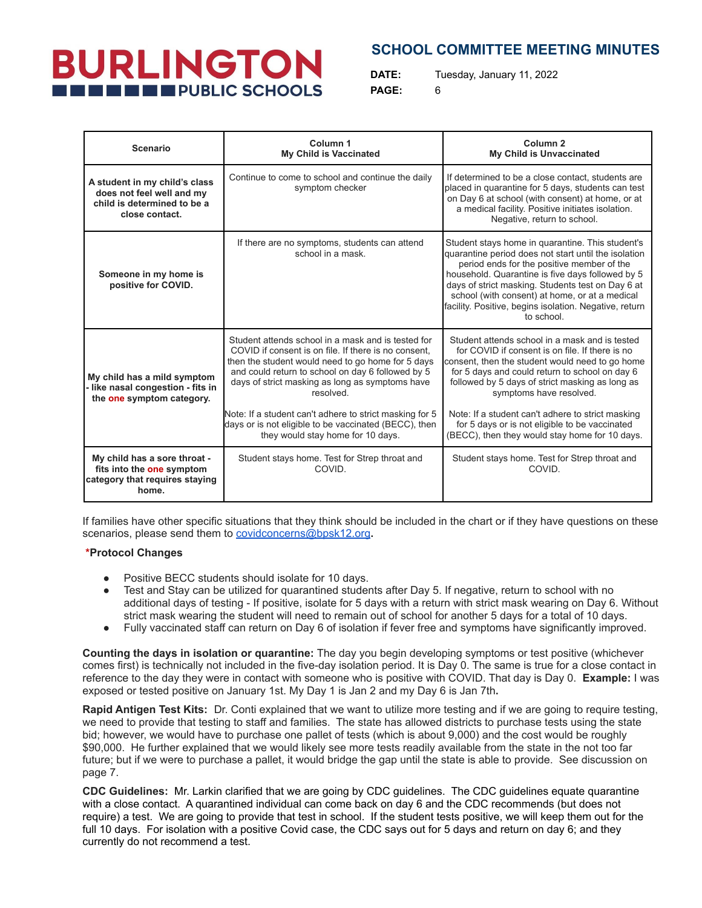| Scenario | Column 1<br>My Child is Vaccinated | Column 2<br>My Child is Unvaccinated |
|---|---|---|
| **A student in my child's class does not feel well and my child is determined to be a close contact.** | Continue to come to school and continue the daily symptom checker | If determined to be a close contact, students are placed in quarantine for 5 days, students can test on Day 6 at school (with consent) at home, or at a medical facility. Positive initiates isolation. Negative, return to school. |
| **Someone in my home is positive for COVID.** | If there are no symptoms, students can attend school in a mask. | Student stays home in quarantine. This student's quarantine period does not start until the isolation period ends for the positive member of the household. Quarantine is five days followed by 5 days of strict masking. Students test on Day 6 at school (with consent) at home, or at a medical facility. Positive, begins isolation. Negative, return to school. |
| **My child has a mild symptom - like nasal congestion - fits in the one symptom category.** | Student attends school in a mask and is tested for COVID if consent is on file. If there is no consent, then the student would need to go home for 5 days and could return to school on day 6 followed by 5 days of strict masking as long as symptoms have resolved.<br><br>Note: If a student can't adhere to strict masking for 5 days or is not eligible to be vaccinated (BECC), then they would stay home for 10 days. | Student attends school in a mask and is tested for COVID if consent is on file. If there is no consent, then the student would need to go home for 5 days and could return to school on day 6 followed by 5 days of strict masking as long as symptoms have resolved.<br><br>Note: If a student can't adhere to strict masking for 5 days or is not eligible to be vaccinated (BECC), then they would stay home for 10 days. |
| **My child has a sore throat - fits into the one symptom category that requires staying home.** | Student stays home. Test for Strep throat and COVID. | Student stays home. Test for Strep throat and COVID. |

If families have other specific situations that they think should be included in the chart or if they have questions on these scenarios, please send them to covidconcerns@bpsk12.org.

**\*Protocol Changes**

- Positive BECC students should isolate for 10 days.
- Test and Stay can be utilized for quarantined students after Day 5. If negative, return to school with no additional days of testing - If positive, isolate for 5 days with a return with strict mask wearing on Day 6. Without strict mask wearing the student will need to remain out of school for another 5 days for a total of 10 days.
- Fully vaccinated staff can return on Day 6 of isolation if fever free and symptoms have significantly improved.

**Counting the days in isolation or quarantine:** The day you begin developing symptoms or test positive (whichever comes first) is technically not included in the five-day isolation period. It is Day 0. The same is true for a close contact in reference to the day they were in contact with someone who is positive with COVID. That day is Day 0. **Example:** I was exposed or tested positive on January 1st. My Day 1 is Jan 2 and my Day 6 is Jan 7th**.**

**Rapid Antigen Test Kits:** Dr. Conti explained that we want to utilize more testing and if we are going to require testing, we need to provide that testing to staff and families. The state has allowed districts to purchase tests using the state bid; however, we would have to purchase one pallet of tests (which is about 9,000) and the cost would be roughly $90,000. He further explained that we would likely see more tests readily available from the state in the not too far future; but if we were to purchase a pallet, it would bridge the gap until the state is able to provide. See discussion on page 7.

**CDC Guidelines:** Mr. Larkin clarified that we are going by CDC guidelines. The CDC guidelines equate quarantine with a close contact. A quarantined individual can come back on day 6 and the CDC recommends (but does not require) a test. We are going to provide that test in school. If the student tests positive, we will keep them out for the full 10 days. For isolation with a positive Covid case, the CDC says out for 5 days and return on day 6; and they currently do not recommend a test.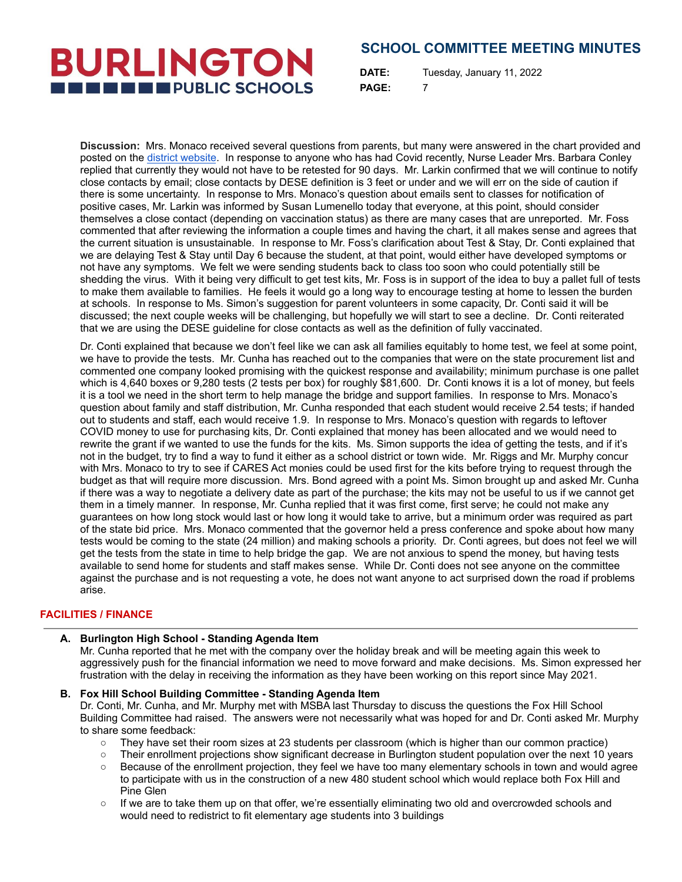**Discussion:** Mrs. Monaco received several questions from parents, but many were answered in the chart provided and posted on the [district website](). In response to anyone who has had Covid recently, Nurse Leader Mrs. Barbara Conley replied that currently they would not have to be retested for 90 days. Mr. Larkin confirmed that we will continue to notify close contacts by email; close contacts by DESE definition is 3 feet or under and we will err on the side of caution if there is some uncertainty. In response to Mrs. Monaco's question about emails sent to classes for notification of positive cases, Mr. Larkin was informed by Susan Lumenello today that everyone, at this point, should consider themselves a close contact (depending on vaccination status) as there are many cases that are unreported. Mr. Foss commented that after reviewing the information a couple times and having the chart, it all makes sense and agrees that the current situation is unsustainable. In response to Mr. Foss's clarification about Test & Stay, Dr. Conti explained that we are delaying Test & Stay until Day 6 because the student, at that point, would either have developed symptoms or not have any symptoms. We felt we were sending students back to class too soon who could potentially still be shedding the virus. With it being very difficult to get test kits, Mr. Foss is in support of the idea to buy a pallet full of tests to make them available to families. He feels it would go a long way to encourage testing at home to lessen the burden at schools. In response to Ms. Simon's suggestion for parent volunteers in some capacity, Dr. Conti said it will be discussed; the next couple weeks will be challenging, but hopefully we will start to see a decline. Dr. Conti reiterated that we are using the DESE guideline for close contacts as well as the definition of fully vaccinated.

Dr. Conti explained that because we don't feel like we can ask all families equitably to home test, we feel at some point, we have to provide the tests. Mr. Cunha has reached out to the companies that were on the state procurement list and commented one company looked promising with the quickest response and availability; minimum purchase is one pallet which is 4,640 boxes or 9,280 tests (2 tests per box) for roughly $81,600. Dr. Conti knows it is a lot of money, but feels it is a tool we need in the short term to help manage the bridge and support families. In response to Mrs. Monaco's question about family and staff distribution, Mr. Cunha responded that each student would receive 2.54 tests; if handed out to students and staff, each would receive 1.9. In response to Mrs. Monaco's question with regards to leftover COVID money to use for purchasing kits, Dr. Conti explained that money has been allocated and we would need to rewrite the grant if we wanted to use the funds for the kits. Ms. Simon supports the idea of getting the tests, and if it's not in the budget, try to find a way to fund it either as a school district or town wide. Mr. Riggs and Mr. Murphy concur with Mrs. Monaco to try to see if CARES Act monies could be used first for the kits before trying to request through the budget as that will require more discussion. Mrs. Bond agreed with a point Ms. Simon brought up and asked Mr. Cunha if there was a way to negotiate a delivery date as part of the purchase; the kits may not be useful to us if we cannot get them in a timely manner. In response, Mr. Cunha replied that it was first come, first serve; he could not make any guarantees on how long stock would last or how long it would take to arrive, but a minimum order was required as part of the state bid price. Mrs. Monaco commented that the governor held a press conference and spoke about how many tests would be coming to the state (24 million) and making schools a priority. Dr. Conti agrees, but does not feel we will get the tests from the state in time to help bridge the gap. We are not anxious to spend the money, but having tests available to send home for students and staff makes sense. While Dr. Conti does not see anyone on the committee against the purchase and is not requesting a vote, he does not want anyone to act surprised down the road if problems arise.

## FACILITIES / FINANCE

**A. Burlington High School - Standing Agenda Item**

Mr. Cunha reported that he met with the company over the holiday break and will be meeting again this week to aggressively push for the financial information we need to move forward and make decisions. Ms. Simon expressed her frustration with the delay in receiving the information as they have been working on this report since May 2021.

**B. Fox Hill School Building Committee - Standing Agenda Item**

Dr. Conti, Mr. Cunha, and Mr. Murphy met with MSBA last Thursday to discuss the questions the Fox Hill School Building Committee had raised. The answers were not necessarily what was hoped for and Dr. Conti asked Mr. Murphy to share some feedback:

- They have set their room sizes at 23 students per classroom (which is higher than our common practice)
- Their enrollment projections show significant decrease in Burlington student population over the next 10 years
- Because of the enrollment projection, they feel we have too many elementary schools in town and would agree to participate with us in the construction of a new 480 student school which would replace both Fox Hill and Pine Glen
- If we are to take them up on that offer, we're essentially eliminating two old and overcrowded schools and would need to redistrict to fit elementary age students into 3 buildings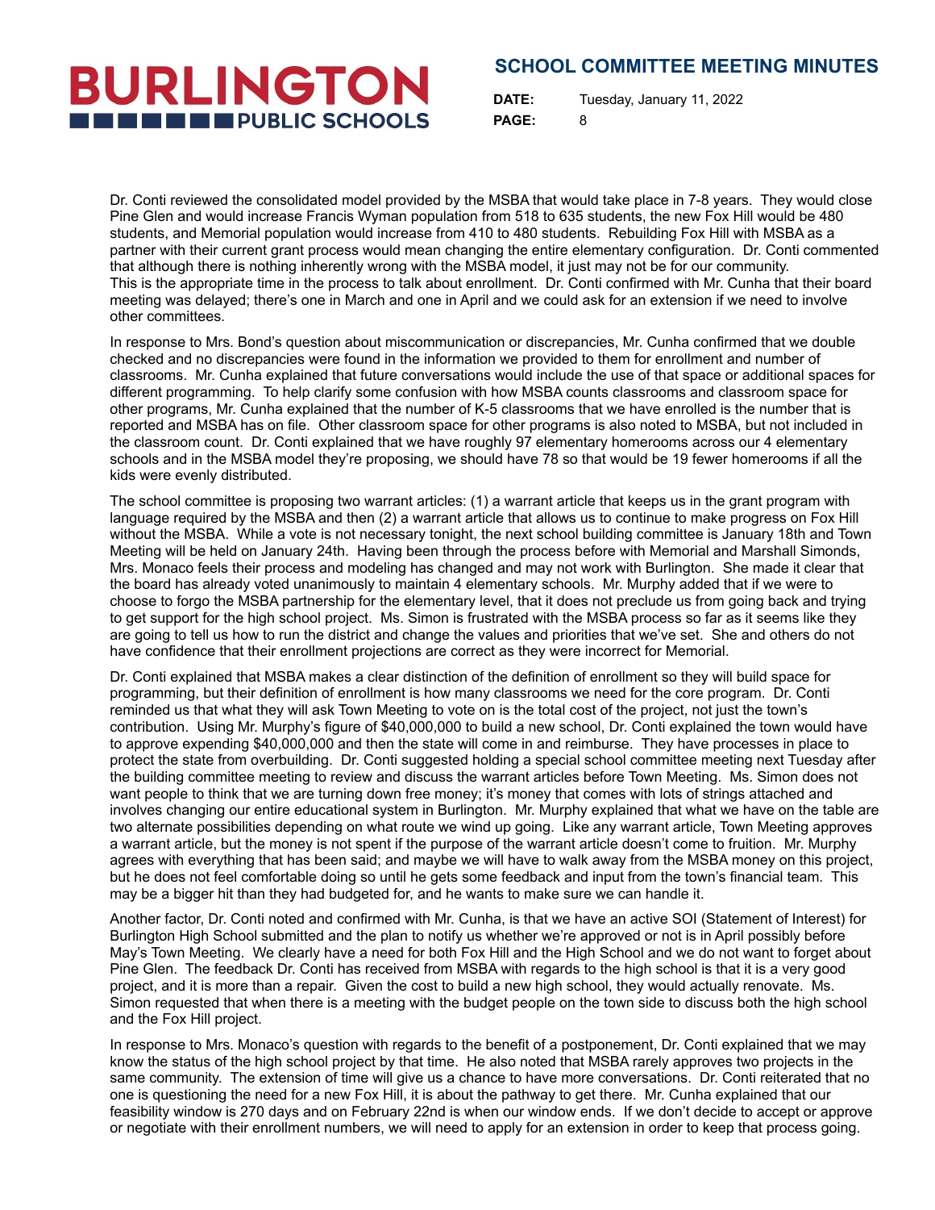Dr. Conti reviewed the consolidated model provided by the MSBA that would take place in 7-8 years. They would close Pine Glen and would increase Francis Wyman population from 518 to 635 students, the new Fox Hill would be 480 students, and Memorial population would increase from 410 to 480 students. Rebuilding Fox Hill with MSBA as a partner with their current grant process would mean changing the entire elementary configuration. Dr. Conti commented that although there is nothing inherently wrong with the MSBA model, it just may not be for our community. This is the appropriate time in the process to talk about enrollment. Dr. Conti confirmed with Mr. Cunha that their board meeting was delayed; there's one in March and one in April and we could ask for an extension if we need to involve other committees.

In response to Mrs. Bond's question about miscommunication or discrepancies, Mr. Cunha confirmed that we double checked and no discrepancies were found in the information we provided to them for enrollment and number of classrooms. Mr. Cunha explained that future conversations would include the use of that space or additional spaces for different programming. To help clarify some confusion with how MSBA counts classrooms and classroom space for other programs, Mr. Cunha explained that the number of K-5 classrooms that we have enrolled is the number that is reported and MSBA has on file. Other classroom space for other programs is also noted to MSBA, but not included in the classroom count. Dr. Conti explained that we have roughly 97 elementary homerooms across our 4 elementary schools and in the MSBA model they're proposing, we should have 78 so that would be 19 fewer homerooms if all the kids were evenly distributed.

The school committee is proposing two warrant articles: (1) a warrant article that keeps us in the grant program with language required by the MSBA and then (2) a warrant article that allows us to continue to make progress on Fox Hill without the MSBA. While a vote is not necessary tonight, the next school building committee is January 18th and Town Meeting will be held on January 24th. Having been through the process before with Memorial and Marshall Simonds, Mrs. Monaco feels their process and modeling has changed and may not work with Burlington. She made it clear that the board has already voted unanimously to maintain 4 elementary schools. Mr. Murphy added that if we were to choose to forgo the MSBA partnership for the elementary level, that it does not preclude us from going back and trying to get support for the high school project. Ms. Simon is frustrated with the MSBA process so far as it seems like they are going to tell us how to run the district and change the values and priorities that we've set. She and others do not have confidence that their enrollment projections are correct as they were incorrect for Memorial.

Dr. Conti explained that MSBA makes a clear distinction of the definition of enrollment so they will build space for programming, but their definition of enrollment is how many classrooms we need for the core program. Dr. Conti reminded us that what they will ask Town Meeting to vote on is the total cost of the project, not just the town's contribution. Using Mr. Murphy's figure of $40,000,000 to build a new school, Dr. Conti explained the town would have to approve expending $40,000,000 and then the state will come in and reimburse. They have processes in place to protect the state from overbuilding. Dr. Conti suggested holding a special school committee meeting next Tuesday after the building committee meeting to review and discuss the warrant articles before Town Meeting. Ms. Simon does not want people to think that we are turning down free money; it's money that comes with lots of strings attached and involves changing our entire educational system in Burlington. Mr. Murphy explained that what we have on the table are two alternate possibilities depending on what route we wind up going. Like any warrant article, Town Meeting approves a warrant article, but the money is not spent if the purpose of the warrant article doesn't come to fruition. Mr. Murphy agrees with everything that has been said; and maybe we will have to walk away from the MSBA money on this project, but he does not feel comfortable doing so until he gets some feedback and input from the town's financial team. This may be a bigger hit than they had budgeted for, and he wants to make sure we can handle it.

Another factor, Dr. Conti noted and confirmed with Mr. Cunha, is that we have an active SOI (Statement of Interest) for Burlington High School submitted and the plan to notify us whether we're approved or not is in April possibly before May's Town Meeting. We clearly have a need for both Fox Hill and the High School and we do not want to forget about Pine Glen. The feedback Dr. Conti has received from MSBA with regards to the high school is that it is a very good project, and it is more than a repair. Given the cost to build a new high school, they would actually renovate. Ms. Simon requested that when there is a meeting with the budget people on the town side to discuss both the high school and the Fox Hill project.

In response to Mrs. Monaco's question with regards to the benefit of a postponement, Dr. Conti explained that we may know the status of the high school project by that time. He also noted that MSBA rarely approves two projects in the same community. The extension of time will give us a chance to have more conversations. Dr. Conti reiterated that no one is questioning the need for a new Fox Hill, it is about the pathway to get there. Mr. Cunha explained that our feasibility window is 270 days and on February 22nd is when our window ends. If we don't decide to accept or approve or negotiate with their enrollment numbers, we will need to apply for an extension in order to keep that process going.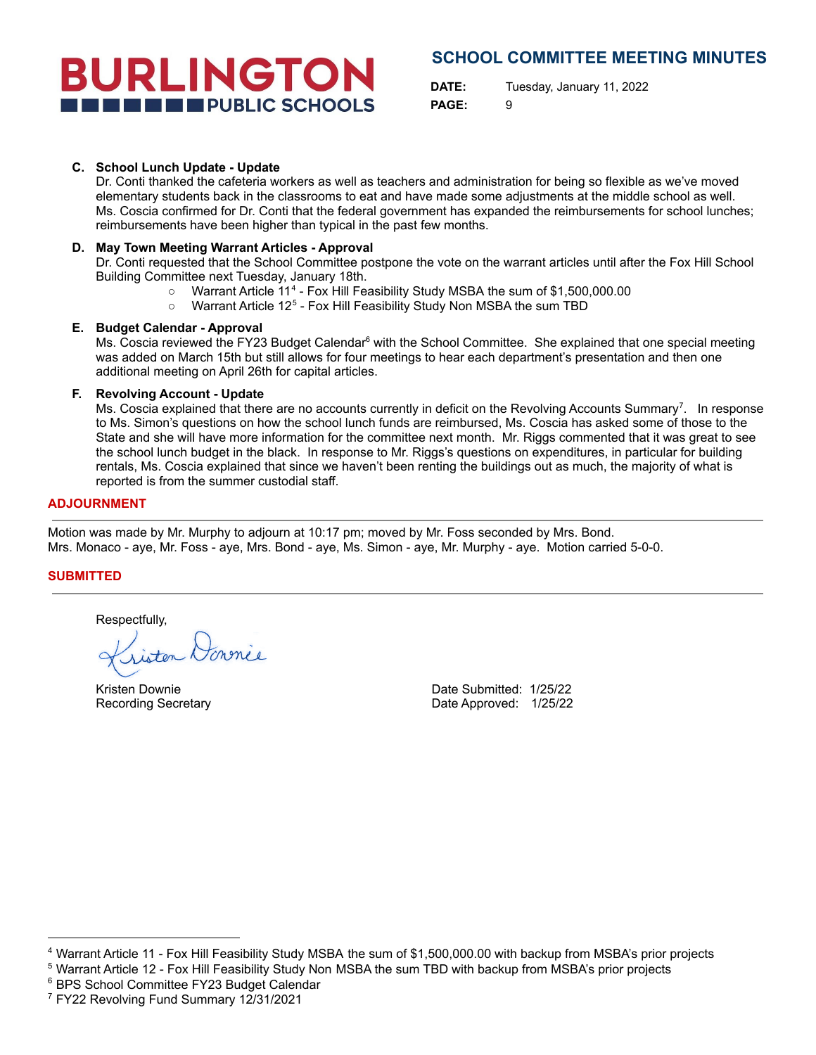**C. School Lunch Update - Update**

Dr. Conti thanked the cafeteria workers as well as teachers and administration for being so flexible as we've moved elementary students back in the classrooms to eat and have made some adjustments at the middle school as well. Ms. Coscia confirmed for Dr. Conti that the federal government has expanded the reimbursements for school lunches; reimbursements have been higher than typical in the past few months.

**D. May Town Meeting Warrant Articles - Approval**

Dr. Conti requested that the School Committee postpone the vote on the warrant articles until after the Fox Hill School Building Committee next Tuesday, January 18th.

- Warrant Article 11[4] - Fox Hill Feasibility Study MSBA the sum of $1,500,000.00
- Warrant Article 12[5] - Fox Hill Feasibility Study Non MSBA the sum TBD

**E. Budget Calendar - Approval**

Ms. Coscia reviewed the FY23 Budget Calendar[6] with the School Committee. She explained that one special meeting was added on March 15th but still allows for four meetings to hear each department's presentation and then one additional meeting on April 26th for capital articles.

**F. Revolving Account - Update**

Ms. Coscia explained that there are no accounts currently in deficit on the Revolving Accounts Summary[7]. In response to Ms. Simon's questions on how the school lunch funds are reimbursed, Ms. Coscia has asked some of those to the State and she will have more information for the committee next month. Mr. Riggs commented that it was great to see the school lunch budget in the black. In response to Mr. Riggs's questions on expenditures, in particular for building rentals, Ms. Coscia explained that since we haven't been renting the buildings out as much, the majority of what is reported is from the summer custodial staff.

## ADJOURNMENT

Motion was made by Mr. Murphy to adjourn at 10:17 pm; moved by Mr. Foss seconded by Mrs. Bond.
Mrs. Monaco - aye, Mr. Foss - aye, Mrs. Bond - aye, Ms. Simon - aye, Mr. Murphy - aye. Motion carried 5-0-0.

## SUBMITTED

Respectfully,

Kristen Downie
Recording Secretary

Date Submitted: 1/25/22
Date Approved: 1/25/22

---

[4] Warrant Article 11 - Fox Hill Feasibility Study MSBA the sum of $1,500,000.00 with backup from MSBA's prior projects

[5] Warrant Article 12 - Fox Hill Feasibility Study Non MSBA the sum TBD with backup from MSBA's prior projects

[6] BPS School Committee FY23 Budget Calendar

[7] FY22 Revolving Fund Summary 12/31/2021